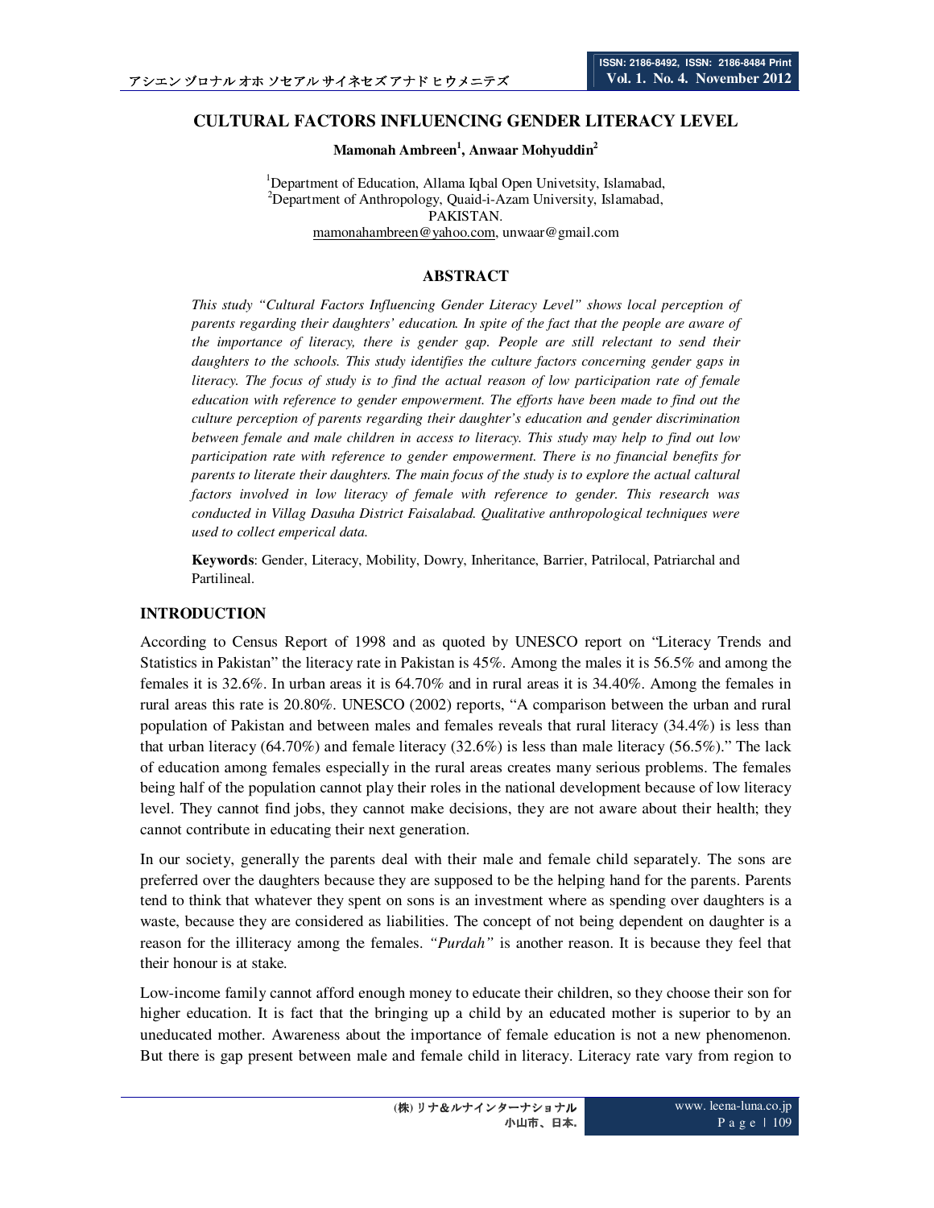# CULTURAL FACTORS INFLUENCING GENDER LITERACY LEVEL

**Mamonah Ambreen[1], Anwaar Mohyuddin[2]**

[1]Department of Education, Allama Iqbal Open Univetsity, Islamabad,
[2]Department of Anthropology, Quaid-i-Azam University, Islamabad,
PAKISTAN.
mamonahambreen@yahoo.com, unwaar@gmail.com

## ABSTRACT

*This study "Cultural Factors Influencing Gender Literacy Level" shows local perception of parents regarding their daughters' education. In spite of the fact that the people are aware of the importance of literacy, there is gender gap. People are still relectant to send their daughters to the schools. This study identifies the culture factors concerning gender gaps in literacy. The focus of study is to find the actual reason of low participation rate of female education with reference to gender empowerment. The efforts have been made to find out the culture perception of parents regarding their daughter's education and gender discrimination between female and male children in access to literacy. This study may help to find out low participation rate with reference to gender empowerment. There is no financial benefits for parents to literate their daughters. The main focus of the study is to explore the actual caltural factors involved in low literacy of female with reference to gender. This research was conducted in Villag Dasuha District Faisalabad. Qualitative anthropological techniques were used to collect emperical data.*

**Keywords**: Gender, Literacy, Mobility, Dowry, Inheritance, Barrier, Patrilocal, Patriarchal and Partilineal.

## INTRODUCTION

According to Census Report of 1998 and as quoted by UNESCO report on "Literacy Trends and Statistics in Pakistan" the literacy rate in Pakistan is 45%. Among the males it is 56.5% and among the females it is 32.6%. In urban areas it is 64.70% and in rural areas it is 34.40%. Among the females in rural areas this rate is 20.80%. UNESCO (2002) reports, "A comparison between the urban and rural population of Pakistan and between males and females reveals that rural literacy (34.4%) is less than that urban literacy (64.70%) and female literacy (32.6%) is less than male literacy (56.5%)." The lack of education among females especially in the rural areas creates many serious problems. The females being half of the population cannot play their roles in the national development because of low literacy level. They cannot find jobs, they cannot make decisions, they are not aware about their health; they cannot contribute in educating their next generation.

In our society, generally the parents deal with their male and female child separately. The sons are preferred over the daughters because they are supposed to be the helping hand for the parents. Parents tend to think that whatever they spent on sons is an investment where as spending over daughters is a waste, because they are considered as liabilities. The concept of not being dependent on daughter is a reason for the illiteracy among the females. *"Purdah"* is another reason. It is because they feel that their honour is at stake.

Low-income family cannot afford enough money to educate their children, so they choose their son for higher education. It is fact that the bringing up a child by an educated mother is superior to by an uneducated mother. Awareness about the importance of female education is not a new phenomenon. But there is gap present between male and female child in literacy. Literacy rate vary from region to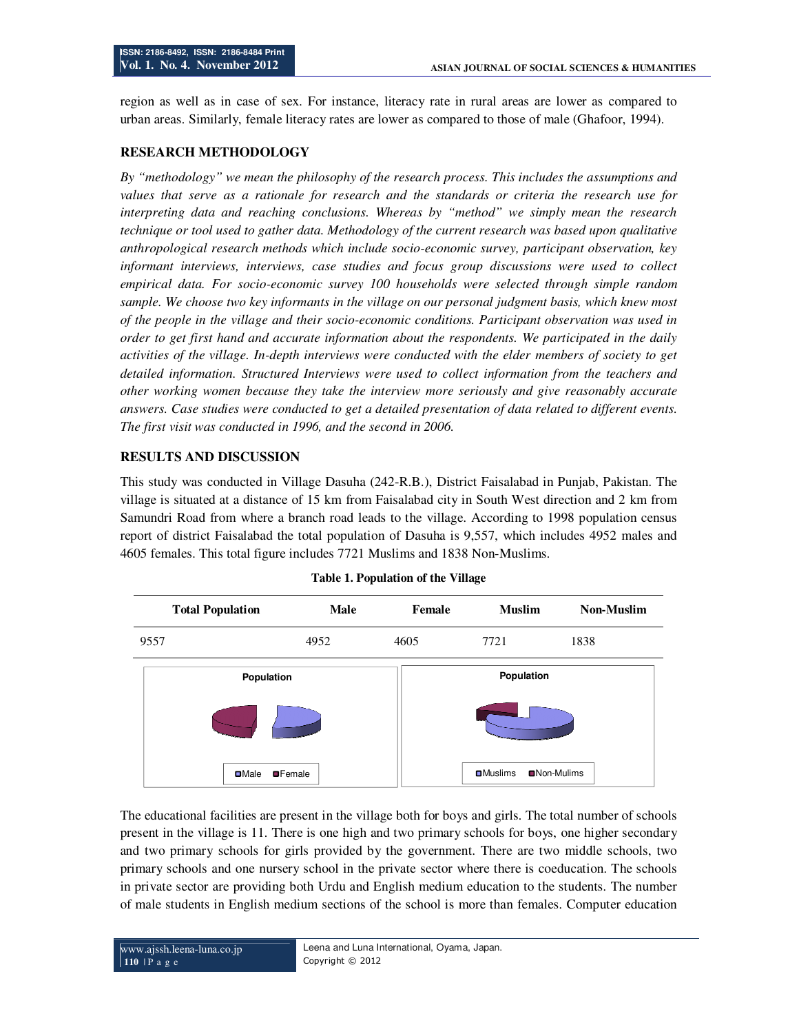region as well as in case of sex. For instance, literacy rate in rural areas are lower as compared to urban areas. Similarly, female literacy rates are lower as compared to those of male (Ghafoor, 1994).

## RESEARCH METHODOLOGY

*By "methodology" we mean the philosophy of the research process. This includes the assumptions and values that serve as a rationale for research and the standards or criteria the research use for interpreting data and reaching conclusions. Whereas by "method" we simply mean the research technique or tool used to gather data. Methodology of the current research was based upon qualitative anthropological research methods which include socio-economic survey, participant observation, key informant interviews, interviews, case studies and focus group discussions were used to collect empirical data. For socio-economic survey 100 households were selected through simple random sample. We choose two key informants in the village on our personal judgment basis, which knew most of the people in the village and their socio-economic conditions. Participant observation was used in order to get first hand and accurate information about the respondents. We participated in the daily activities of the village. In-depth interviews were conducted with the elder members of society to get detailed information. Structured Interviews were used to collect information from the teachers and other working women because they take the interview more seriously and give reasonably accurate answers. Case studies were conducted to get a detailed presentation of data related to different events. The first visit was conducted in 1996, and the second in 2006.*

## RESULTS AND DISCUSSION

This study was conducted in Village Dasuha (242-R.B.), District Faisalabad in Punjab, Pakistan. The village is situated at a distance of 15 km from Faisalabad city in South West direction and 2 km from Samundri Road from where a branch road leads to the village. According to 1998 population census report of district Faisalabad the total population of Dasuha is 9,557, which includes 4952 males and 4605 females. This total figure includes 7721 Muslims and 1838 Non-Muslims.

**Table 1. Population of the Village**

| Total Population | Male | Female | Muslim | Non-Muslim |
|---|---|---|---|---|
| 9557 | 4952 | 4605 | 7721 | 1838 |

Population (Male, Female)

Population (Muslims, Non-Mulims)

The educational facilities are present in the village both for boys and girls. The total number of schools present in the village is 11. There is one high and two primary schools for boys, one higher secondary and two primary schools for girls provided by the government. There are two middle schools, two primary schools and one nursery school in the private sector where there is coeducation. The schools in private sector are providing both Urdu and English medium education to the students. The number of male students in English medium sections of the school is more than females. Computer education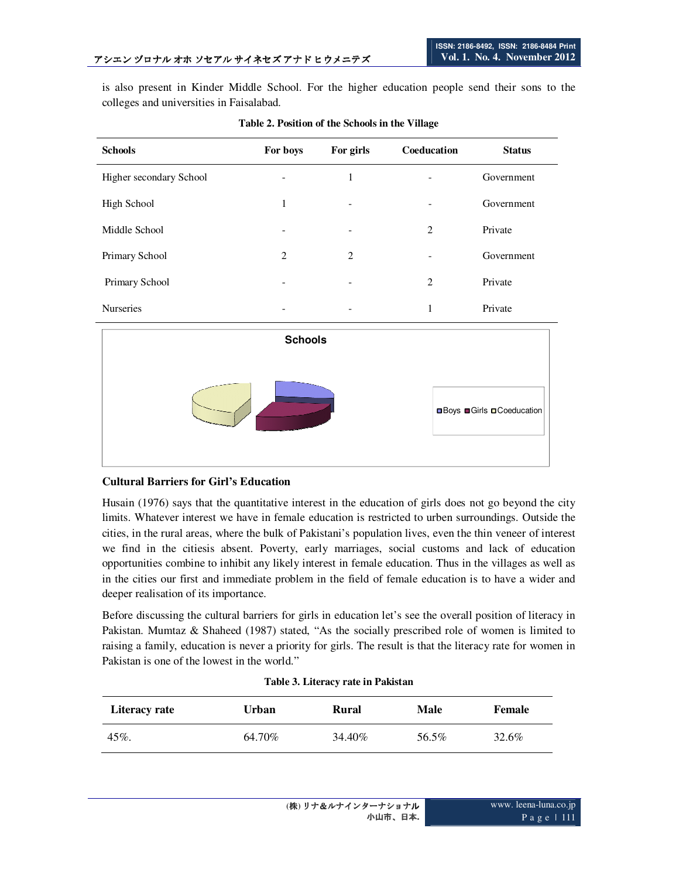is also present in Kinder Middle School. For the higher education people send their sons to the colleges and universities in Faisalabad.

**Table 2. Position of the Schools in the Village**

| Schools | For boys | For girls | Coeducation | Status |
|---|---|---|---|---|
| Higher secondary School | - | 1 | - | Government |
| High School | 1 | - | - | Government |
| Middle School | - | - | 2 | Private |
| Primary School | 2 | 2 | - | Government |
| Primary School | - | - | 2 | Private |
| Nurseries | - | - | 1 | Private |

**Schools**

Boys Girls Coeducation

**Cultural Barriers for Girl's Education**

Husain (1976) says that the quantitative interest in the education of girls does not go beyond the city limits. Whatever interest we have in female education is restricted to urben surroundings. Outside the cities, in the rural areas, where the bulk of Pakistani's population lives, even the thin veneer of interest we find in the citiesis absent. Poverty, early marriages, social customs and lack of education opportunities combine to inhibit any likely interest in female education. Thus in the villages as well as in the cities our first and immediate problem in the field of female education is to have a wider and deeper realisation of its importance.

Before discussing the cultural barriers for girls in education let's see the overall position of literacy in Pakistan. Mumtaz & Shaheed (1987) stated, "As the socially prescribed role of women is limited to raising a family, education is never a priority for girls. The result is that the literacy rate for women in Pakistan is one of the lowest in the world."

**Table 3. Literacy rate in Pakistan**

| Literacy rate | Urban | Rural | Male | Female |
|---|---|---|---|---|
| 45%. | 64.70% | 34.40% | 56.5% | 32.6% |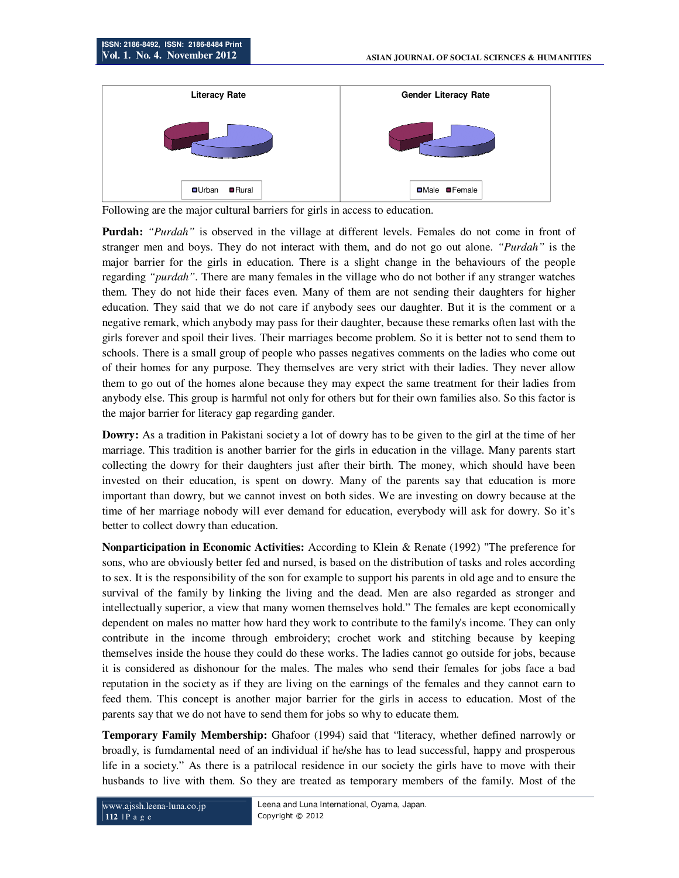Literacy Rate

Urban Rural

Gender Literacy Rate

Male Female

Following are the major cultural barriers for girls in access to education.

**Purdah:** *"Purdah"* is observed in the village at different levels. Females do not come in front of stranger men and boys. They do not interact with them, and do not go out alone. *"Purdah"* is the major barrier for the girls in education. There is a slight change in the behaviours of the people regarding *"purdah"*. There are many females in the village who do not bother if any stranger watches them. They do not hide their faces even. Many of them are not sending their daughters for higher education. They said that we do not care if anybody sees our daughter. But it is the comment or a negative remark, which anybody may pass for their daughter, because these remarks often last with the girls forever and spoil their lives. Their marriages become problem. So it is better not to send them to schools. There is a small group of people who passes negatives comments on the ladies who come out of their homes for any purpose. They themselves are very strict with their ladies. They never allow them to go out of the homes alone because they may expect the same treatment for their ladies from anybody else. This group is harmful not only for others but for their own families also. So this factor is the major barrier for literacy gap regarding gander.

**Dowry:** As a tradition in Pakistani society a lot of dowry has to be given to the girl at the time of her marriage. This tradition is another barrier for the girls in education in the village. Many parents start collecting the dowry for their daughters just after their birth. The money, which should have been invested on their education, is spent on dowry. Many of the parents say that education is more important than dowry, but we cannot invest on both sides. We are investing on dowry because at the time of her marriage nobody will ever demand for education, everybody will ask for dowry. So it's better to collect dowry than education.

**Nonparticipation in Economic Activities:** According to Klein & Renate (1992) "The preference for sons, who are obviously better fed and nursed, is based on the distribution of tasks and roles according to sex. It is the responsibility of the son for example to support his parents in old age and to ensure the survival of the family by linking the living and the dead. Men are also regarded as stronger and intellectually superior, a view that many women themselves hold." The females are kept economically dependent on males no matter how hard they work to contribute to the family's income. They can only contribute in the income through embroidery; crochet work and stitching because by keeping themselves inside the house they could do these works. The ladies cannot go outside for jobs, because it is considered as dishonour for the males. The males who send their females for jobs face a bad reputation in the society as if they are living on the earnings of the females and they cannot earn to feed them. This concept is another major barrier for the girls in access to education. Most of the parents say that we do not have to send them for jobs so why to educate them.

**Temporary Family Membership:** Ghafoor (1994) said that "literacy, whether defined narrowly or broadly, is fumdamental need of an individual if he/she has to lead successful, happy and prosperous life in a society." As there is a patrilocal residence in our society the girls have to move with their husbands to live with them. So they are treated as temporary members of the family. Most of the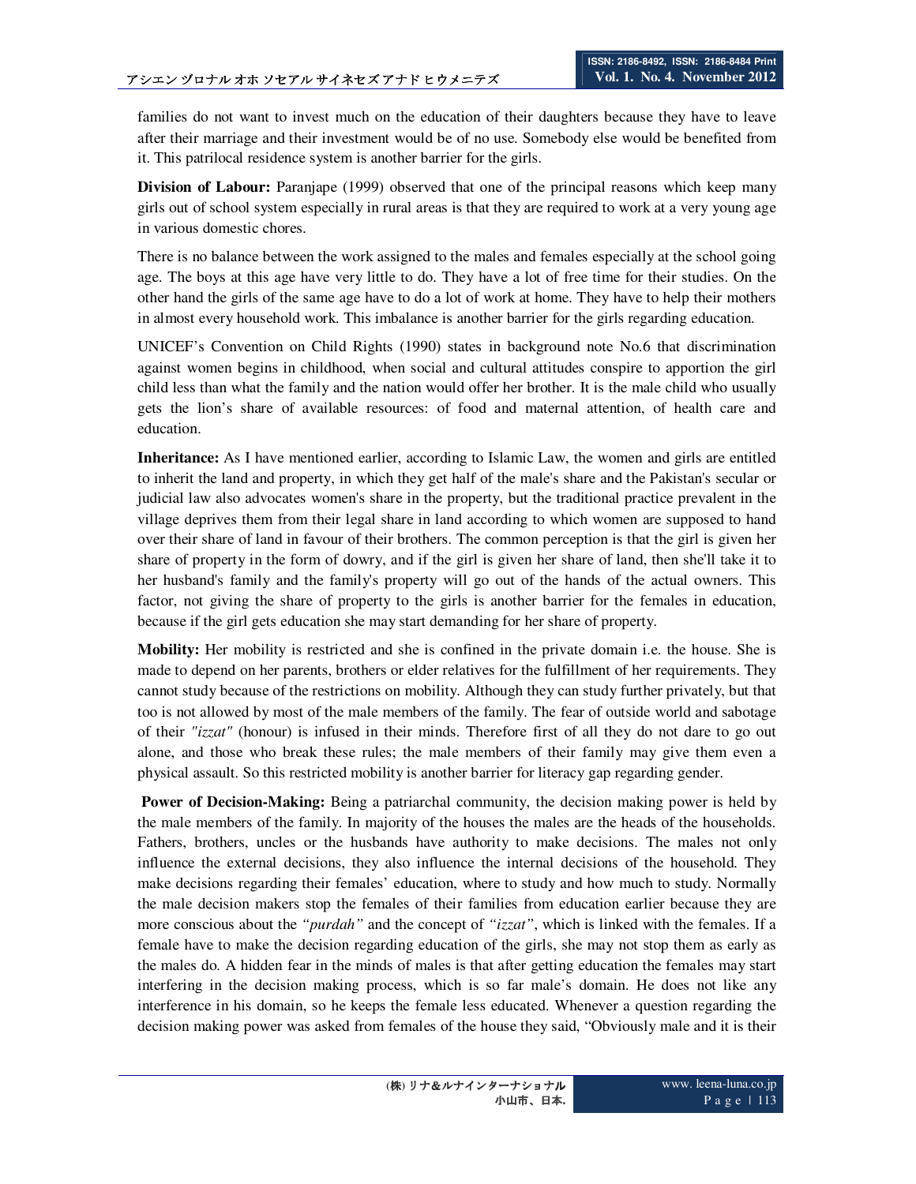families do not want to invest much on the education of their daughters because they have to leave after their marriage and their investment would be of no use. Somebody else would be benefited from it. This patrilocal residence system is another barrier for the girls.

**Division of Labour:** Paranjape (1999) observed that one of the principal reasons which keep many girls out of school system especially in rural areas is that they are required to work at a very young age in various domestic chores.

There is no balance between the work assigned to the males and females especially at the school going age. The boys at this age have very little to do. They have a lot of free time for their studies. On the other hand the girls of the same age have to do a lot of work at home. They have to help their mothers in almost every household work. This imbalance is another barrier for the girls regarding education.

UNICEF's Convention on Child Rights (1990) states in background note No.6 that discrimination against women begins in childhood, when social and cultural attitudes conspire to apportion the girl child less than what the family and the nation would offer her brother. It is the male child who usually gets the lion's share of available resources: of food and maternal attention, of health care and education.

**Inheritance:** As I have mentioned earlier, according to Islamic Law, the women and girls are entitled to inherit the land and property, in which they get half of the male's share and the Pakistan's secular or judicial law also advocates women's share in the property, but the traditional practice prevalent in the village deprives them from their legal share in land according to which women are supposed to hand over their share of land in favour of their brothers. The common perception is that the girl is given her share of property in the form of dowry, and if the girl is given her share of land, then she'll take it to her husband's family and the family's property will go out of the hands of the actual owners. This factor, not giving the share of property to the girls is another barrier for the females in education, because if the girl gets education she may start demanding for her share of property.

**Mobility:** Her mobility is restricted and she is confined in the private domain i.e. the house. She is made to depend on her parents, brothers or elder relatives for the fulfillment of her requirements. They cannot study because of the restrictions on mobility. Although they can study further privately, but that too is not allowed by most of the male members of the family. The fear of outside world and sabotage of their *"izzat"* (honour) is infused in their minds. Therefore first of all they do not dare to go out alone, and those who break these rules; the male members of their family may give them even a physical assault. So this restricted mobility is another barrier for literacy gap regarding gender.

**Power of Decision-Making:** Being a patriarchal community, the decision making power is held by the male members of the family. In majority of the houses the males are the heads of the households. Fathers, brothers, uncles or the husbands have authority to make decisions. The males not only influence the external decisions, they also influence the internal decisions of the household. They make decisions regarding their females' education, where to study and how much to study. Normally the male decision makers stop the females of their families from education earlier because they are more conscious about the *"purdah"* and the concept of *"izzat"*, which is linked with the females. If a female have to make the decision regarding education of the girls, she may not stop them as early as the males do. A hidden fear in the minds of males is that after getting education the females may start interfering in the decision making process, which is so far male's domain. He does not like any interference in his domain, so he keeps the female less educated. Whenever a question regarding the decision making power was asked from females of the house they said, "Obviously male and it is their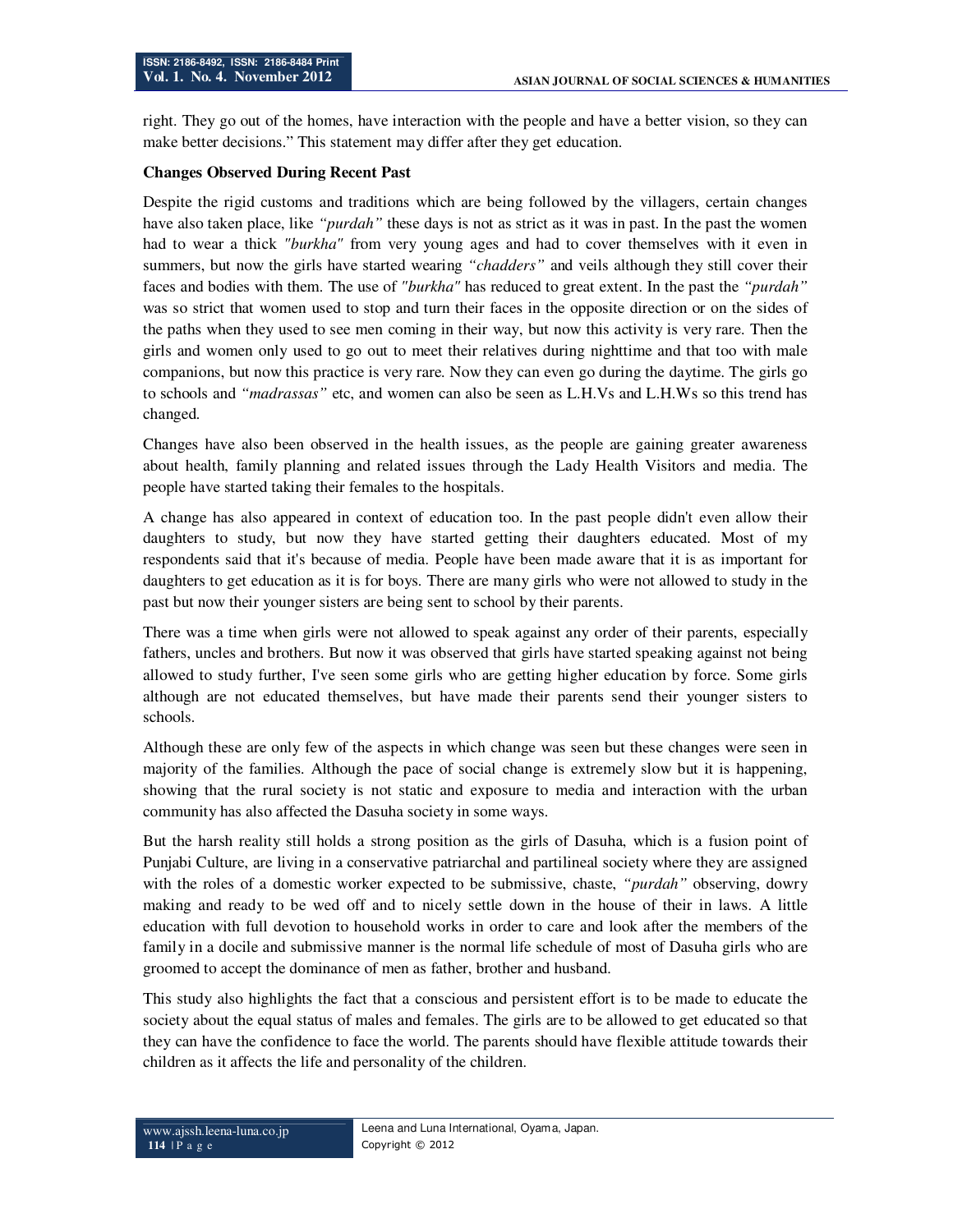right. They go out of the homes, have interaction with the people and have a better vision, so they can make better decisions." This statement may differ after they get education.

**Changes Observed During Recent Past**

Despite the rigid customs and traditions which are being followed by the villagers, certain changes have also taken place, like *"purdah"* these days is not as strict as it was in past. In the past the women had to wear a thick *"burkha"* from very young ages and had to cover themselves with it even in summers, but now the girls have started wearing *"chadders"* and veils although they still cover their faces and bodies with them. The use of *"burkha"* has reduced to great extent. In the past the *"purdah"* was so strict that women used to stop and turn their faces in the opposite direction or on the sides of the paths when they used to see men coming in their way, but now this activity is very rare. Then the girls and women only used to go out to meet their relatives during nighttime and that too with male companions, but now this practice is very rare. Now they can even go during the daytime. The girls go to schools and *"madrassas"* etc, and women can also be seen as L.H.Vs and L.H.Ws so this trend has changed.

Changes have also been observed in the health issues, as the people are gaining greater awareness about health, family planning and related issues through the Lady Health Visitors and media. The people have started taking their females to the hospitals.

A change has also appeared in context of education too. In the past people didn't even allow their daughters to study, but now they have started getting their daughters educated. Most of my respondents said that it's because of media. People have been made aware that it is as important for daughters to get education as it is for boys. There are many girls who were not allowed to study in the past but now their younger sisters are being sent to school by their parents.

There was a time when girls were not allowed to speak against any order of their parents, especially fathers, uncles and brothers. But now it was observed that girls have started speaking against not being allowed to study further, I've seen some girls who are getting higher education by force. Some girls although are not educated themselves, but have made their parents send their younger sisters to schools.

Although these are only few of the aspects in which change was seen but these changes were seen in majority of the families. Although the pace of social change is extremely slow but it is happening, showing that the rural society is not static and exposure to media and interaction with the urban community has also affected the Dasuha society in some ways.

But the harsh reality still holds a strong position as the girls of Dasuha, which is a fusion point of Punjabi Culture, are living in a conservative patriarchal and partilineal society where they are assigned with the roles of a domestic worker expected to be submissive, chaste, *"purdah"* observing, dowry making and ready to be wed off and to nicely settle down in the house of their in laws. A little education with full devotion to household works in order to care and look after the members of the family in a docile and submissive manner is the normal life schedule of most of Dasuha girls who are groomed to accept the dominance of men as father, brother and husband.

This study also highlights the fact that a conscious and persistent effort is to be made to educate the society about the equal status of males and females. The girls are to be allowed to get educated so that they can have the confidence to face the world. The parents should have flexible attitude towards their children as it affects the life and personality of the children.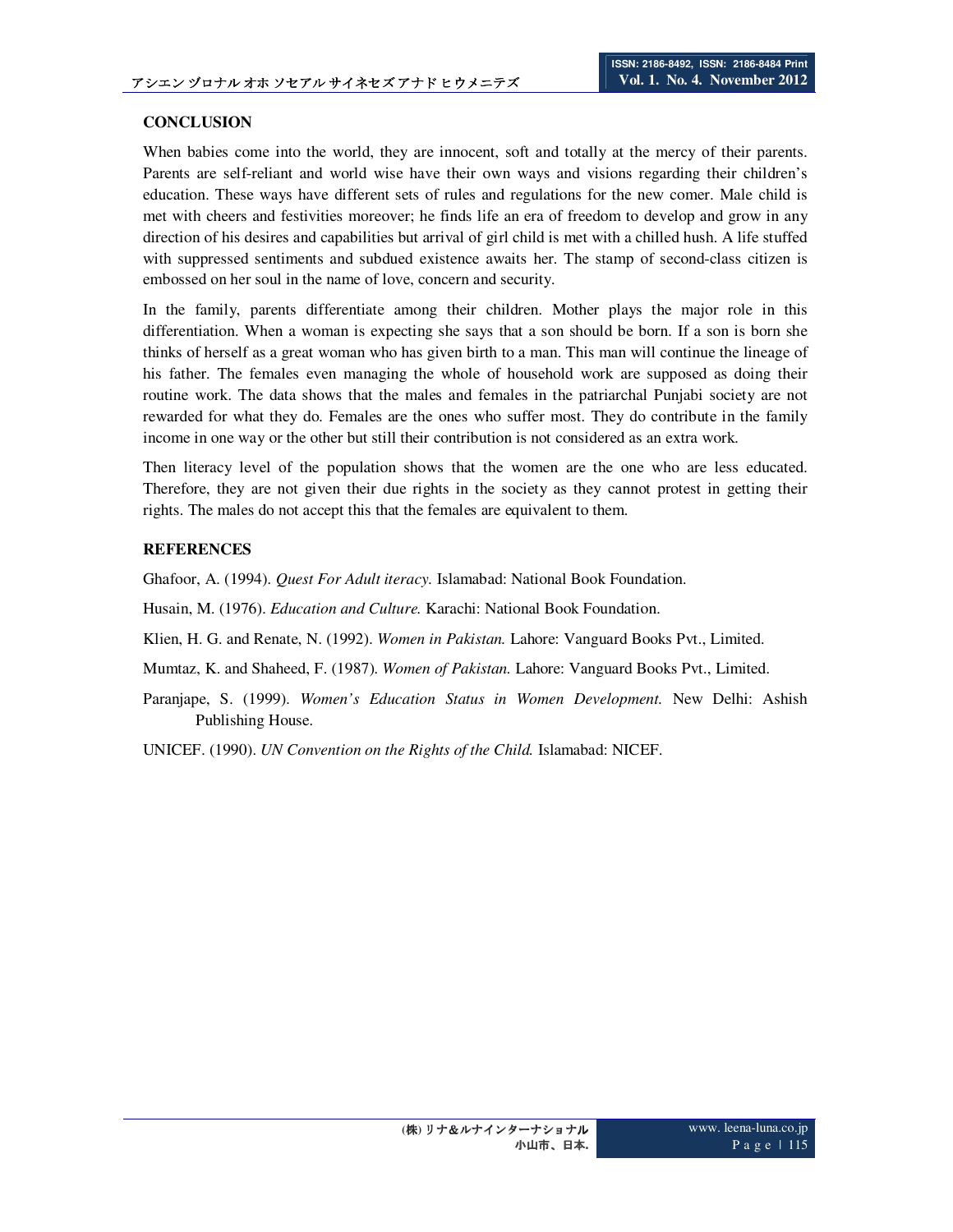## CONCLUSION

When babies come into the world, they are innocent, soft and totally at the mercy of their parents. Parents are self-reliant and world wise have their own ways and visions regarding their children's education. These ways have different sets of rules and regulations for the new comer. Male child is met with cheers and festivities moreover; he finds life an era of freedom to develop and grow in any direction of his desires and capabilities but arrival of girl child is met with a chilled hush. A life stuffed with suppressed sentiments and subdued existence awaits her. The stamp of second-class citizen is embossed on her soul in the name of love, concern and security.

In the family, parents differentiate among their children. Mother plays the major role in this differentiation. When a woman is expecting she says that a son should be born. If a son is born she thinks of herself as a great woman who has given birth to a man. This man will continue the lineage of his father. The females even managing the whole of household work are supposed as doing their routine work. The data shows that the males and females in the patriarchal Punjabi society are not rewarded for what they do. Females are the ones who suffer most. They do contribute in the family income in one way or the other but still their contribution is not considered as an extra work.

Then literacy level of the population shows that the women are the one who are less educated. Therefore, they are not given their due rights in the society as they cannot protest in getting their rights. The males do not accept this that the females are equivalent to them.

## REFERENCES

Ghafoor, A. (1994). *Quest For Adult iteracy.* Islamabad: National Book Foundation.

Husain, M. (1976). *Education and Culture.* Karachi: National Book Foundation.

Klien, H. G. and Renate, N. (1992). *Women in Pakistan.* Lahore: Vanguard Books Pvt., Limited.

Mumtaz, K. and Shaheed, F. (1987). *Women of Pakistan.* Lahore: Vanguard Books Pvt., Limited.

Paranjape, S. (1999). *Women's Education Status in Women Development.* New Delhi: Ashish Publishing House.

UNICEF. (1990). *UN Convention on the Rights of the Child.* Islamabad: NICEF.